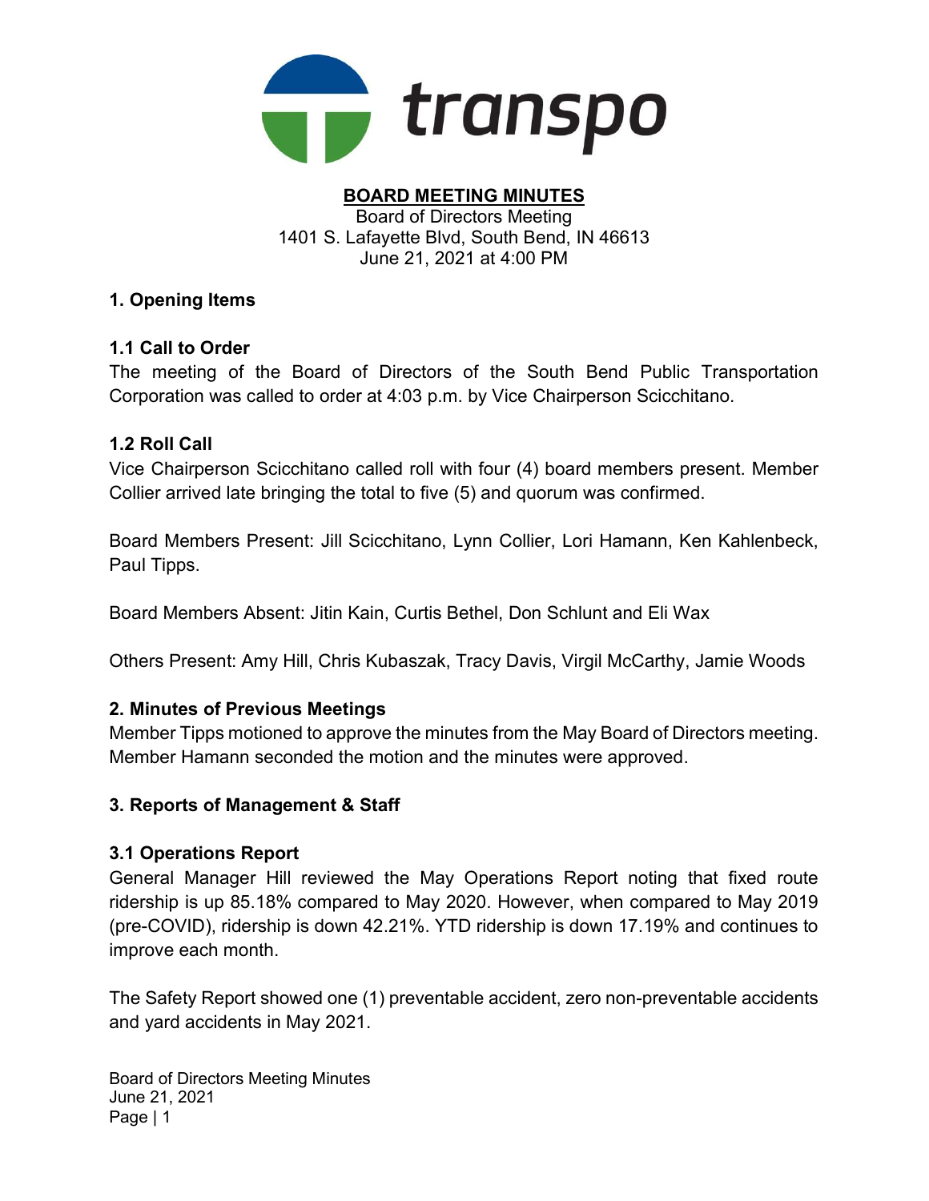transpo

# BOARD MEETING MINUTES

Board of Directors Meeting
1401 S. Lafayette Blvd, South Bend, IN 46613
June 21, 2021 at 4:00 PM

## 1. Opening Items

### 1.1 Call to Order

The meeting of the Board of Directors of the South Bend Public Transportation Corporation was called to order at 4:03 p.m. by Vice Chairperson Scicchitano.

### 1.2 Roll Call

Vice Chairperson Scicchitano called roll with four (4) board members present. Member Collier arrived late bringing the total to five (5) and quorum was confirmed.

Board Members Present: Jill Scicchitano, Lynn Collier, Lori Hamann, Ken Kahlenbeck, Paul Tipps.

Board Members Absent: Jitin Kain, Curtis Bethel, Don Schlunt and Eli Wax

Others Present: Amy Hill, Chris Kubaszak, Tracy Davis, Virgil McCarthy, Jamie Woods

## 2. Minutes of Previous Meetings

Member Tipps motioned to approve the minutes from the May Board of Directors meeting. Member Hamann seconded the motion and the minutes were approved.

## 3. Reports of Management & Staff

### 3.1 Operations Report

General Manager Hill reviewed the May Operations Report noting that fixed route ridership is up 85.18% compared to May 2020. However, when compared to May 2019 (pre-COVID), ridership is down 42.21%. YTD ridership is down 17.19% and continues to improve each month.

The Safety Report showed one (1) preventable accident, zero non-preventable accidents and yard accidents in May 2021.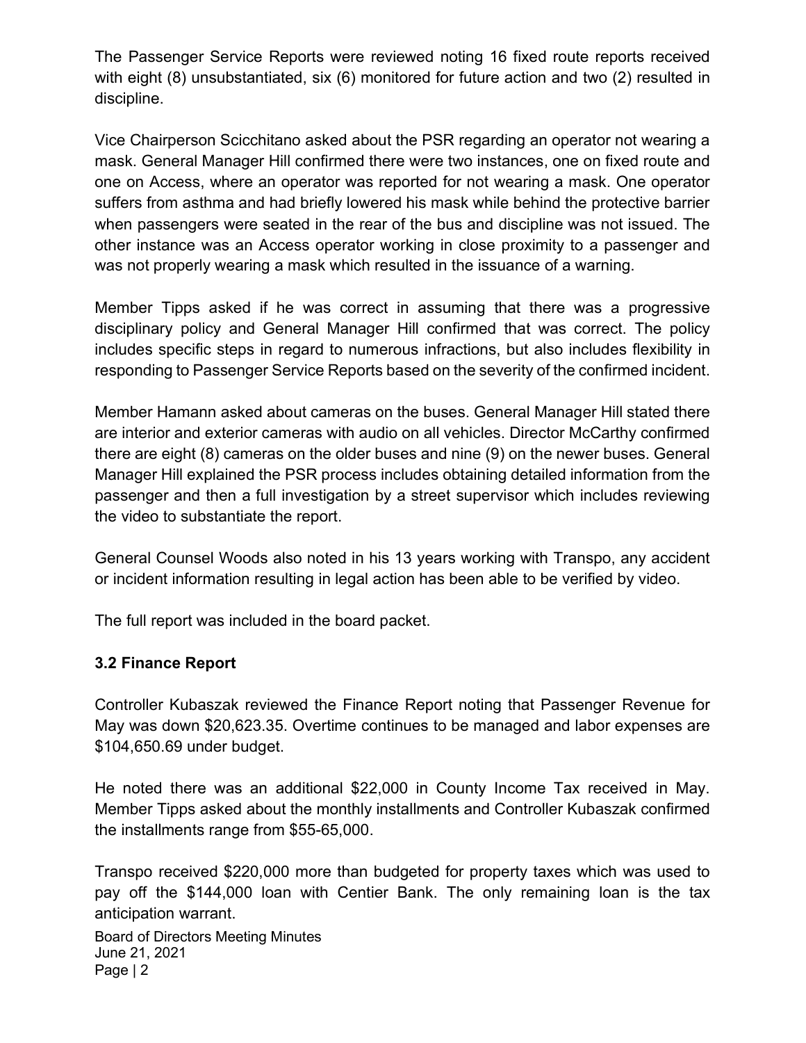The Passenger Service Reports were reviewed noting 16 fixed route reports received with eight (8) unsubstantiated, six (6) monitored for future action and two (2) resulted in discipline.

Vice Chairperson Scicchitano asked about the PSR regarding an operator not wearing a mask. General Manager Hill confirmed there were two instances, one on fixed route and one on Access, where an operator was reported for not wearing a mask. One operator suffers from asthma and had briefly lowered his mask while behind the protective barrier when passengers were seated in the rear of the bus and discipline was not issued. The other instance was an Access operator working in close proximity to a passenger and was not properly wearing a mask which resulted in the issuance of a warning.

Member Tipps asked if he was correct in assuming that there was a progressive disciplinary policy and General Manager Hill confirmed that was correct. The policy includes specific steps in regard to numerous infractions, but also includes flexibility in responding to Passenger Service Reports based on the severity of the confirmed incident.

Member Hamann asked about cameras on the buses. General Manager Hill stated there are interior and exterior cameras with audio on all vehicles. Director McCarthy confirmed there are eight (8) cameras on the older buses and nine (9) on the newer buses. General Manager Hill explained the PSR process includes obtaining detailed information from the passenger and then a full investigation by a street supervisor which includes reviewing the video to substantiate the report.

General Counsel Woods also noted in his 13 years working with Transpo, any accident or incident information resulting in legal action has been able to be verified by video.

The full report was included in the board packet.

### 3.2 Finance Report

Controller Kubaszak reviewed the Finance Report noting that Passenger Revenue for May was down $20,623.35. Overtime continues to be managed and labor expenses are $104,650.69 under budget.

He noted there was an additional $22,000 in County Income Tax received in May. Member Tipps asked about the monthly installments and Controller Kubaszak confirmed the installments range from $55-65,000.

Transpo received $220,000 more than budgeted for property taxes which was used to pay off the $144,000 loan with Centier Bank. The only remaining loan is the tax anticipation warrant.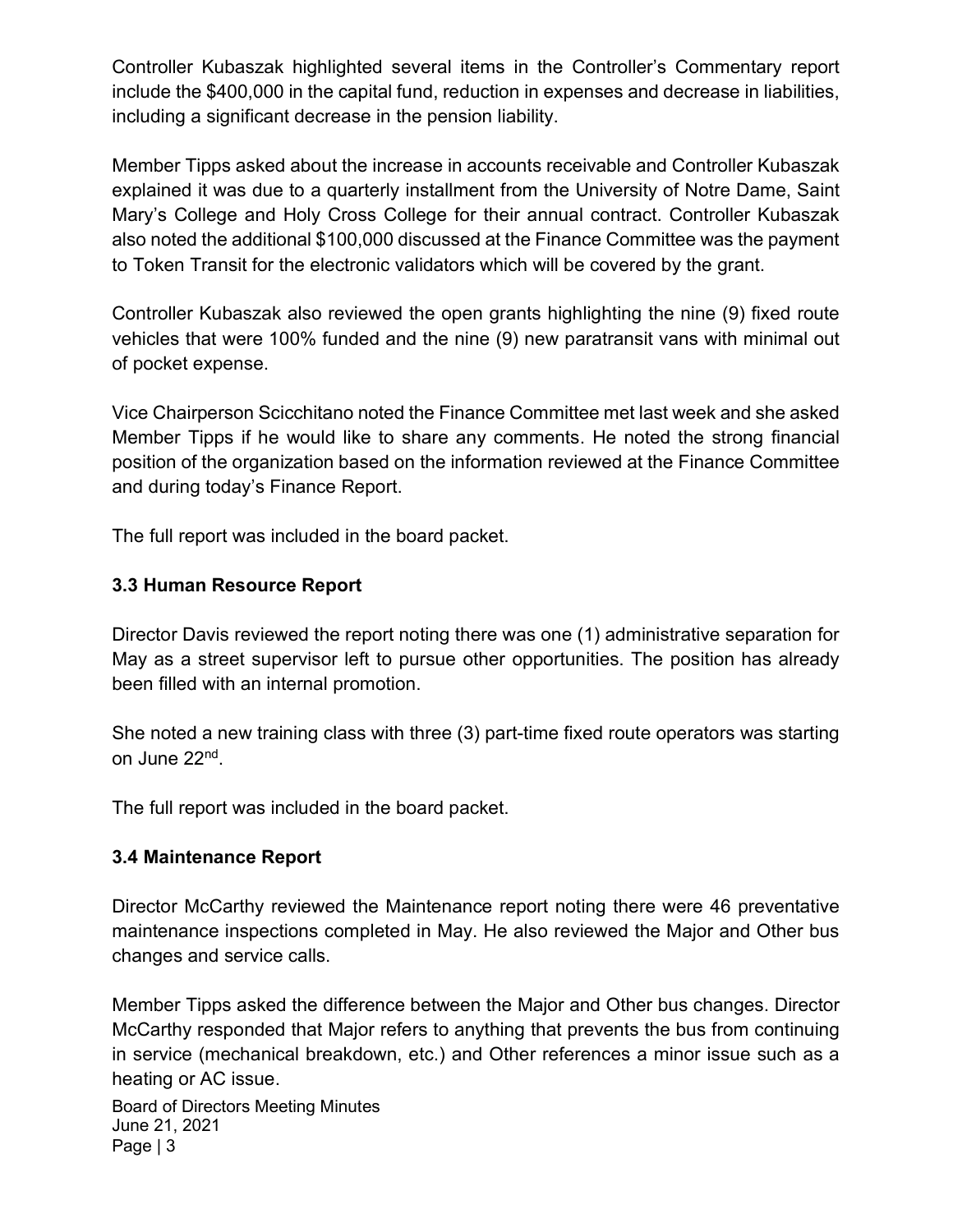Controller Kubaszak highlighted several items in the Controller's Commentary report include the $400,000 in the capital fund, reduction in expenses and decrease in liabilities, including a significant decrease in the pension liability.

Member Tipps asked about the increase in accounts receivable and Controller Kubaszak explained it was due to a quarterly installment from the University of Notre Dame, Saint Mary's College and Holy Cross College for their annual contract. Controller Kubaszak also noted the additional $100,000 discussed at the Finance Committee was the payment to Token Transit for the electronic validators which will be covered by the grant.

Controller Kubaszak also reviewed the open grants highlighting the nine (9) fixed route vehicles that were 100% funded and the nine (9) new paratransit vans with minimal out of pocket expense.

Vice Chairperson Scicchitano noted the Finance Committee met last week and she asked Member Tipps if he would like to share any comments. He noted the strong financial position of the organization based on the information reviewed at the Finance Committee and during today's Finance Report.

The full report was included in the board packet.

### 3.3 Human Resource Report

Director Davis reviewed the report noting there was one (1) administrative separation for May as a street supervisor left to pursue other opportunities. The position has already been filled with an internal promotion.

She noted a new training class with three (3) part-time fixed route operators was starting on June 22nd.

The full report was included in the board packet.

### 3.4 Maintenance Report

Director McCarthy reviewed the Maintenance report noting there were 46 preventative maintenance inspections completed in May. He also reviewed the Major and Other bus changes and service calls.

Member Tipps asked the difference between the Major and Other bus changes. Director McCarthy responded that Major refers to anything that prevents the bus from continuing in service (mechanical breakdown, etc.) and Other references a minor issue such as a heating or AC issue.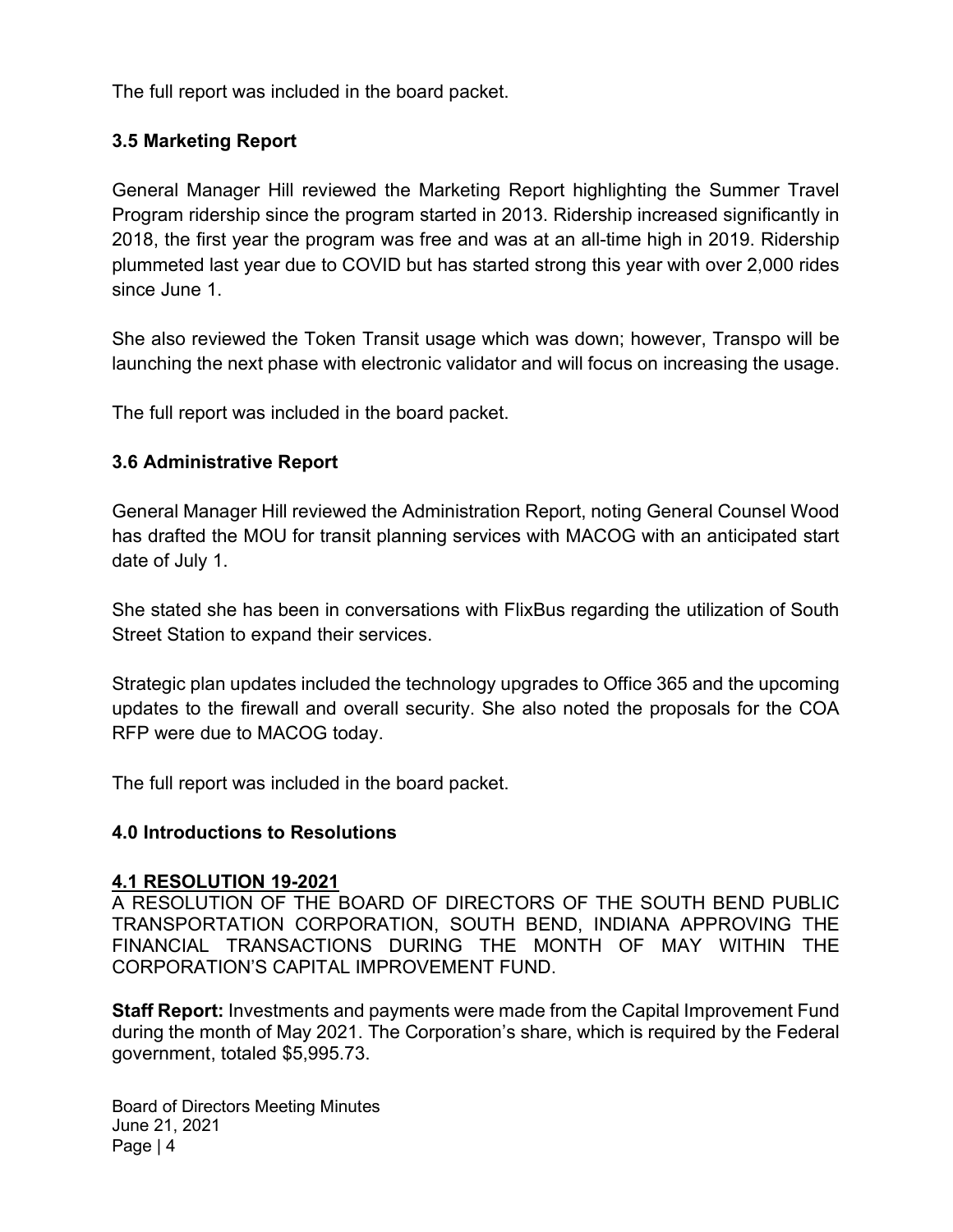The full report was included in the board packet.

### 3.5 Marketing Report

General Manager Hill reviewed the Marketing Report highlighting the Summer Travel Program ridership since the program started in 2013. Ridership increased significantly in 2018, the first year the program was free and was at an all-time high in 2019. Ridership plummeted last year due to COVID but has started strong this year with over 2,000 rides since June 1.

She also reviewed the Token Transit usage which was down; however, Transpo will be launching the next phase with electronic validator and will focus on increasing the usage.

The full report was included in the board packet.

### 3.6 Administrative Report

General Manager Hill reviewed the Administration Report, noting General Counsel Wood has drafted the MOU for transit planning services with MACOG with an anticipated start date of July 1.

She stated she has been in conversations with FlixBus regarding the utilization of South Street Station to expand their services.

Strategic plan updates included the technology upgrades to Office 365 and the upcoming updates to the firewall and overall security. She also noted the proposals for the COA RFP were due to MACOG today.

The full report was included in the board packet.

### 4.0 Introductions to Resolutions

**4.1 RESOLUTION 19-2021**
A RESOLUTION OF THE BOARD OF DIRECTORS OF THE SOUTH BEND PUBLIC TRANSPORTATION CORPORATION, SOUTH BEND, INDIANA APPROVING THE FINANCIAL TRANSACTIONS DURING THE MONTH OF MAY WITHIN THE CORPORATION'S CAPITAL IMPROVEMENT FUND.

**Staff Report:** Investments and payments were made from the Capital Improvement Fund during the month of May 2021. The Corporation's share, which is required by the Federal government, totaled $5,995.73.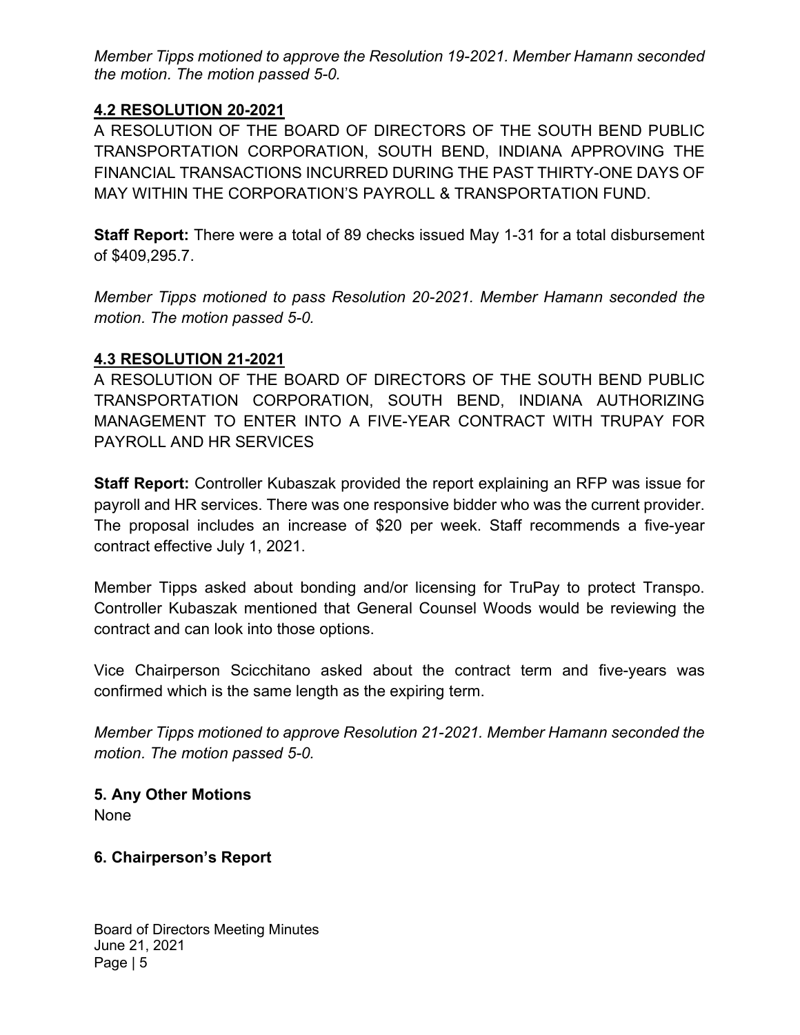*Member Tipps motioned to approve the Resolution 19-2021. Member Hamann seconded the motion. The motion passed 5-0.*

## 4.2 RESOLUTION 20-2021

A RESOLUTION OF THE BOARD OF DIRECTORS OF THE SOUTH BEND PUBLIC TRANSPORTATION CORPORATION, SOUTH BEND, INDIANA APPROVING THE FINANCIAL TRANSACTIONS INCURRED DURING THE PAST THIRTY-ONE DAYS OF MAY WITHIN THE CORPORATION'S PAYROLL & TRANSPORTATION FUND.

**Staff Report:** There were a total of 89 checks issued May 1-31 for a total disbursement of $409,295.7.

*Member Tipps motioned to pass Resolution 20-2021. Member Hamann seconded the motion. The motion passed 5-0.*

## 4.3 RESOLUTION 21-2021

A RESOLUTION OF THE BOARD OF DIRECTORS OF THE SOUTH BEND PUBLIC TRANSPORTATION CORPORATION, SOUTH BEND, INDIANA AUTHORIZING MANAGEMENT TO ENTER INTO A FIVE-YEAR CONTRACT WITH TRUPAY FOR PAYROLL AND HR SERVICES

**Staff Report:** Controller Kubaszak provided the report explaining an RFP was issue for payroll and HR services. There was one responsive bidder who was the current provider. The proposal includes an increase of $20 per week. Staff recommends a five-year contract effective July 1, 2021.

Member Tipps asked about bonding and/or licensing for TruPay to protect Transpo. Controller Kubaszak mentioned that General Counsel Woods would be reviewing the contract and can look into those options.

Vice Chairperson Scicchitano asked about the contract term and five-years was confirmed which is the same length as the expiring term.

*Member Tipps motioned to approve Resolution 21-2021. Member Hamann seconded the motion. The motion passed 5-0.*

## 5. Any Other Motions

None

## 6. Chairperson's Report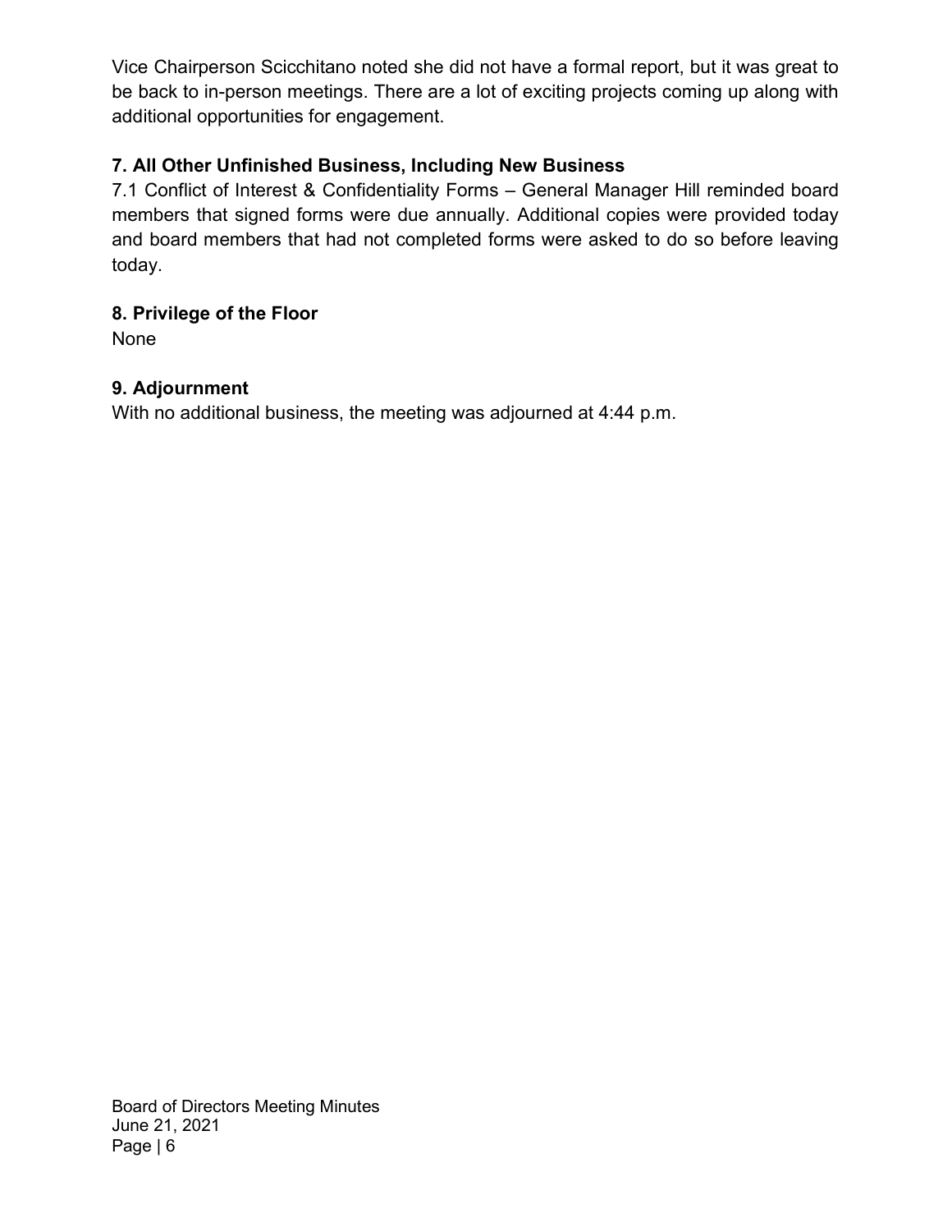Vice Chairperson Scicchitano noted she did not have a formal report, but it was great to be back to in-person meetings. There are a lot of exciting projects coming up along with additional opportunities for engagement.

**7. All Other Unfinished Business, Including New Business**

7.1 Conflict of Interest & Confidentiality Forms – General Manager Hill reminded board members that signed forms were due annually. Additional copies were provided today and board members that had not completed forms were asked to do so before leaving today.

**8. Privilege of the Floor**

None

**9. Adjournment**

With no additional business, the meeting was adjourned at 4:44 p.m.